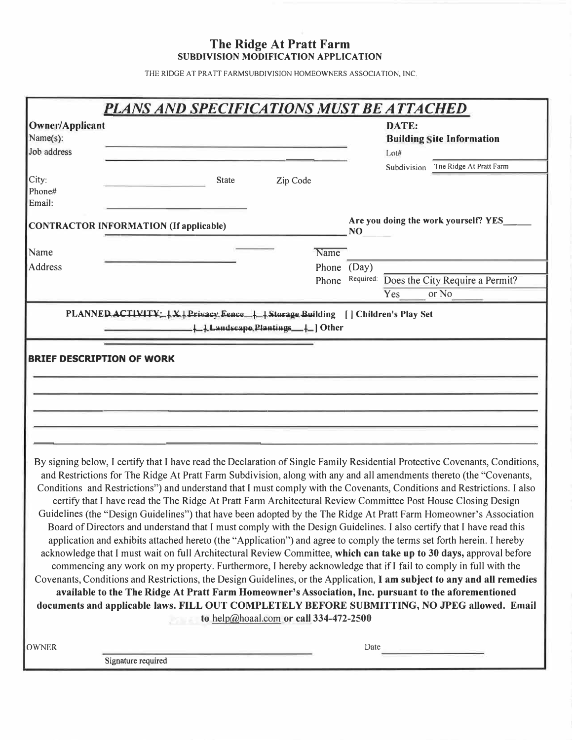# The Ridge At Pratt Farm

## SUBDIVISION MODIFICATION APPLICATION

THE RIDGE AT PRATT FARMSUBDIVISION HOMEOWNERS ASSOCIATION, INC.

## *PLANS AND SPECIFICATIONS MUST BE ATTACHED*

**Owner/Applicant**

Name(s): ______________________

Job address ______________________

City: ______________ State ______ Zip Code ______

Phone# ______________________

Email: ______________________

**DATE:**

**Building Site Information**

Lot# ______________________

Subdivision The Ridge At Pratt Farm

**CONTRACTOR INFORMATION (If applicable)**

**Are you doing the work yourself? YES_____ NO_____**

Name ______________________

Address ______________________

Name ______________________

Phone (Day) ______________________

Phone Required: Does the City Require a Permit?

Yes _____ or No _____

**PLANNED ACTIVITY: [ X ] Privacy Fence [ ] Storage Building [ ] Children's Play Set ______________ [ ] Landscape Plantings [ ] Other**

**BRIEF DESCRIPTION OF WORK**

_______________________________________________

_______________________________________________

_______________________________________________

_______________________________________________

_______________________________________________

By signing below, I certify that I have read the Declaration of Single Family Residential Protective Covenants, Conditions, and Restrictions for The Ridge At Pratt Farm Subdivision, along with any and all amendments thereto (the "Covenants, Conditions and Restrictions") and understand that I must comply with the Covenants, Conditions and Restrictions. I also certify that I have read the The Ridge At Pratt Farm Architectural Review Committee Post House Closing Design Guidelines (the "Design Guidelines") that have been adopted by the The Ridge At Pratt Farm Homeowner's Association Board of Directors and understand that I must comply with the Design Guidelines. I also certify that I have read this application and exhibits attached hereto (the "Application") and agree to comply the terms set forth herein. I hereby acknowledge that I must wait on full Architectural Review Committee, **which can take up to 30 days,** approval before commencing any work on my property. Furthermore, I hereby acknowledge that if I fail to comply in full with the Covenants, Conditions and Restrictions, the Design Guidelines, or the Application, **I am subject to any and all remedies available to the The Ridge At Pratt Farm Homeowner's Association, Inc. pursuant to the aforementioned documents and applicable laws. FILL OUT COMPLETELY BEFORE SUBMITTING, NO JPEG allowed. Email to help@hoaal.com or call 334-472-2500**

OWNER ______________________ Date ______________

Signature required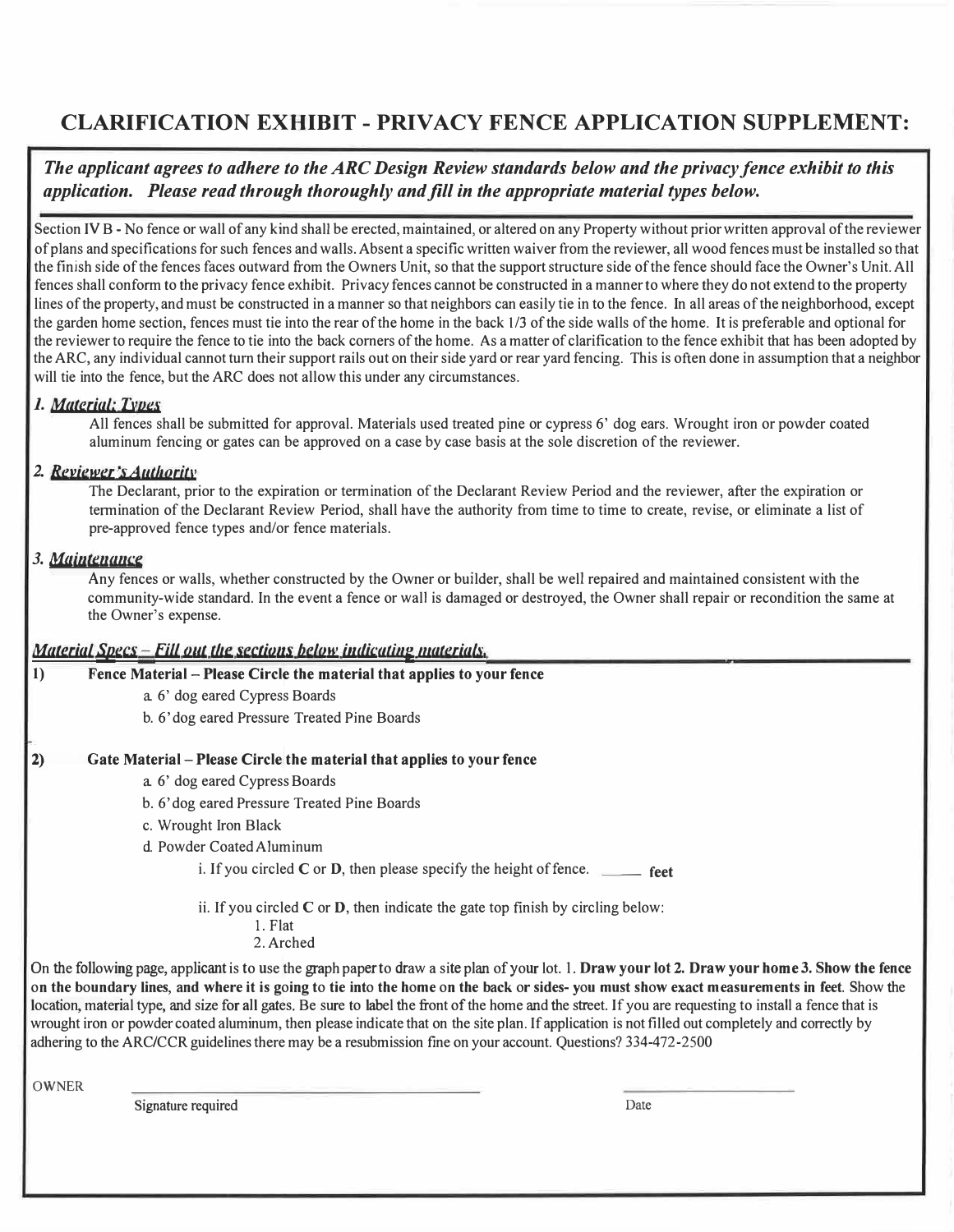# CLARIFICATION EXHIBIT - PRIVACY FENCE APPLICATION SUPPLEMENT:

***The applicant agrees to adhere to the ARC Design Review standards below and the privacy fence exhibit to this application. Please read through thoroughly and fill in the appropriate material types below.***

Section IV B - No fence or wall of any kind shall be erected, maintained, or altered on any Property without prior written approval of the reviewer of plans and specifications for such fences and walls. Absent a specific written waiver from the reviewer, all wood fences must be installed so that the finish side of the fences faces outward from the Owners Unit, so that the support structure side of the fence should face the Owner's Unit. All fences shall conform to the privacy fence exhibit. Privacy fences cannot be constructed in a manner to where they do not extend to the property lines of the property, and must be constructed in a manner so that neighbors can easily tie in to the fence. In all areas of the neighborhood, except the garden home section, fences must tie into the rear of the home in the back 1/3 of the side walls of the home. It is preferable and optional for the reviewer to require the fence to tie into the back corners of the home. As a matter of clarification to the fence exhibit that has been adopted by the ARC, any individual cannot turn their support rails out on their side yard or rear yard fencing. This is often done in assumption that a neighbor will tie into the fence, but the ARC does not allow this under any circumstances.

### *1. Material: Types*

All fences shall be submitted for approval. Materials used treated pine or cypress 6' dog ears. Wrought iron or powder coated aluminum fencing or gates can be approved on a case by case basis at the sole discretion of the reviewer.

### *2. Reviewer's Authority*

The Declarant, prior to the expiration or termination of the Declarant Review Period and the reviewer, after the expiration or termination of the Declarant Review Period, shall have the authority from time to time to create, revise, or eliminate a list of pre-approved fence types and/or fence materials.

### *3. Maintenance*

Any fences or walls, whether constructed by the Owner or builder, shall be well repaired and maintained consistent with the community-wide standard. In the event a fence or wall is damaged or destroyed, the Owner shall repair or recondition the same at the Owner's expense.

### *Material Specs – Fill out the sections below indicating materials.*

**1) Fence Material – Please Circle the material that applies to your fence**

- a. 6' dog eared Cypress Boards
- b. 6' dog eared Pressure Treated Pine Boards

**2) Gate Material – Please Circle the material that applies to your fence**

- a. 6' dog eared Cypress Boards
- b. 6' dog eared Pressure Treated Pine Boards
- c. Wrought Iron Black
- d. Powder Coated Aluminum
    - i. If you circled **C** or **D**, then please specify the height of fence. _____ **feet**
    - ii. If you circled **C** or **D**, then indicate the gate top finish by circling below:
        1. Flat
        2. Arched

On the following page, applicant is to use the graph paper to draw a site plan of your lot. 1. **Draw your lot 2. Draw your home 3. Show the fence on the boundary lines, and where it is going to tie into the home on the back or sides- you must show exact measurements in feet.** Show the location, material type, and size for all gates. Be sure to label the front of the home and the street. If you are requesting to install a fence that is wrought iron or powder coated aluminum, then please indicate that on the site plan. If application is not filled out completely and correctly by adhering to the ARC/CCR guidelines there may be a resubmission fine on your account. Questions? 334-472-2500

OWNER ______________________________ ______________

Signature required Date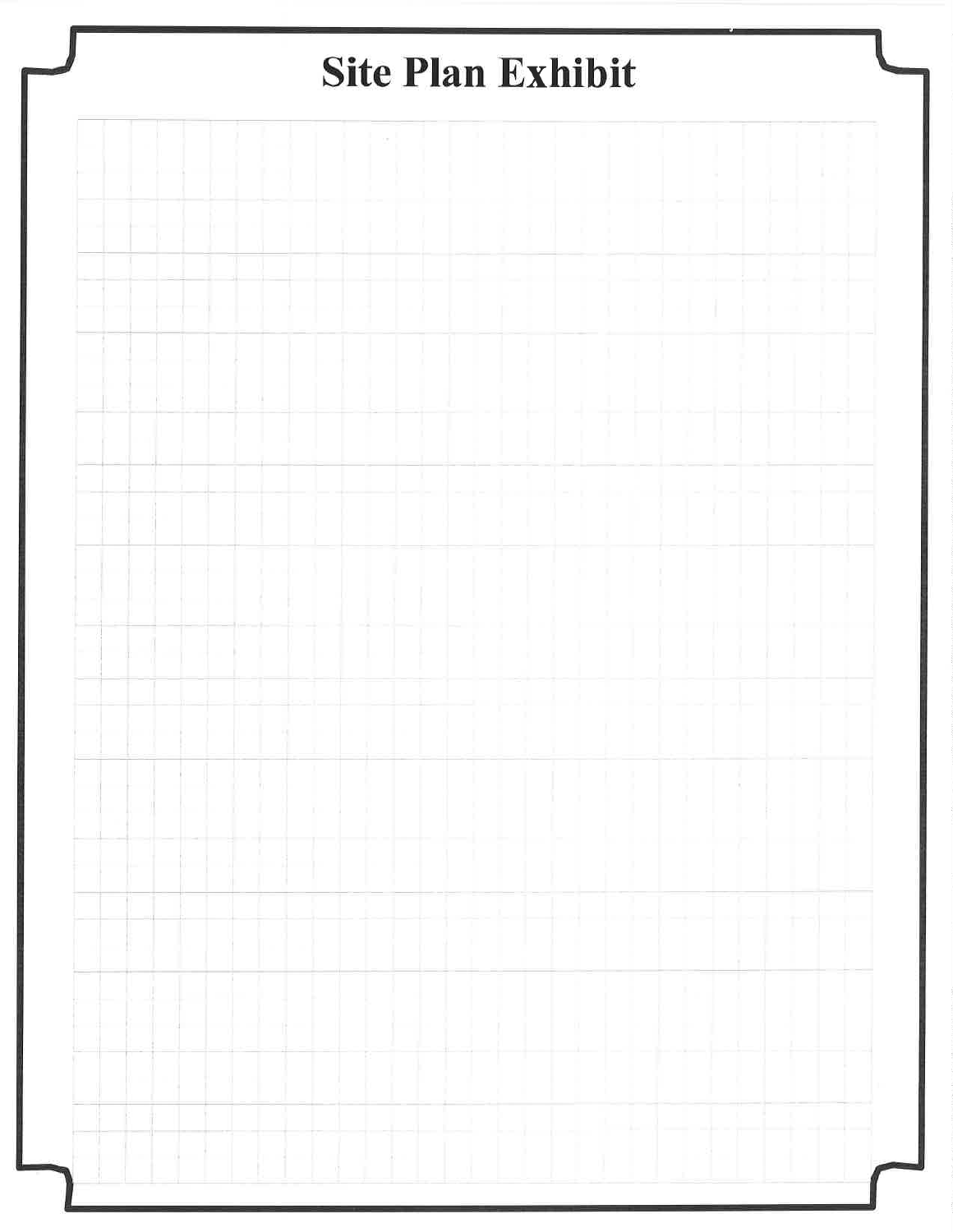# Site Plan Exhibit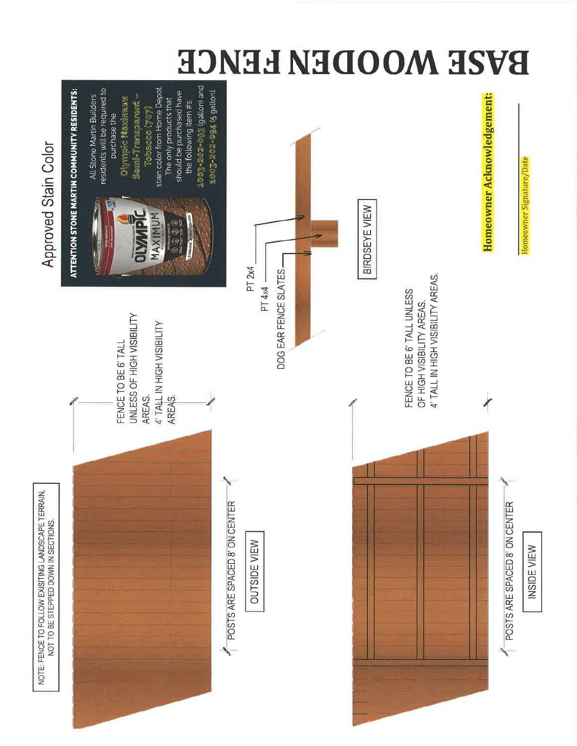# BASE WOODEN FENCE

NOTE: FENCE TO FOLLOW EXISITING LANDSCAPE TERRAIN, NOT TO BE STEPPED DOWN IN SECTIONS.

FENCE TO BE 6' TALL UNLESS OF HIGH VISIBILITY AREAS.
4' TALL IN HIGH VISIBILITY AREAS.

POSTS ARE SPACED 8' ON CENTER

OUTSIDE VIEW

FENCE TO BE 6' TALL UNLESS OF HIGH VISIBILITY AREAS.
4' TALL IN HIGH VISIBILITY AREAS.

POSTS ARE SPACED 8' ON CENTER

INSIDE VIEW

PT 2x4
PT 4x4
DOG EAR FENCE SLATES

BIRDSEYE VIEW

## Approved Stain Color

**ATTENTION STONE MARTIN COMMUNITY RESIDENTS:**

All Stone Martin Builders residents will be required to purchase the Olympic Maximum Semi-Transparent – Tobacco (707) stain color from Home Depot. The only products that should be purchased have the following item #s: 1003-202-093 (gallon) and 1003-202-094 (5 gallon).

**Homeowner Acknowledgement:**

______________________

Homeowner Signature/Date